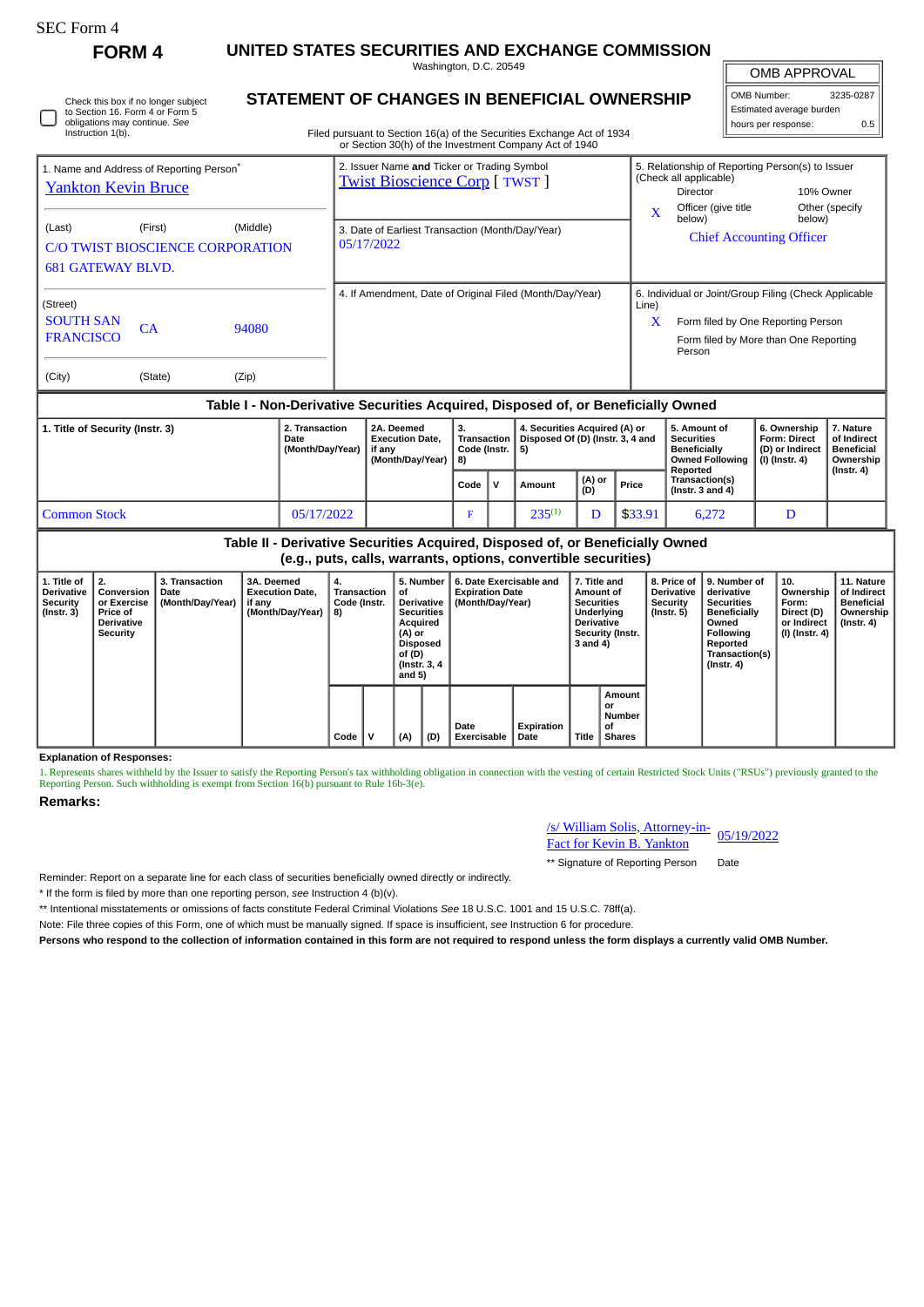SEC Form 4

# FORM 4

## UNITED STATES SECURITIES AND EXCHANGE COMMISSION

Washington, D.C. 20549

## STATEMENT OF CHANGES IN BENEFICIAL OWNERSHIP

Filed pursuant to Section 16(a) of the Securities Exchange Act of 1934 or Section 30(h) of the Investment Company Act of 1940

| OMB APPROVAL | |
|---|---|
| OMB Number: | 3235-0287 |
| Estimated average burden | |
| hours per response: | 0.5 |

☐ Check this box if no longer subject to Section 16. Form 4 or Form 5 obligations may continue. *See* Instruction 1(b).

1. Name and Address of Reporting Person*
Yankton Kevin Bruce

(Last) (First) (Middle)
C/O TWIST BIOSCIENCE CORPORATION
681 GATEWAY BLVD.

(Street)
SOUTH SAN FRANCISCO CA 94080

(City) (State) (Zip)

2. Issuer Name **and** Ticker or Trading Symbol
Twist Bioscience Corp [ TWST ]

3. Date of Earliest Transaction (Month/Day/Year)
05/17/2022

4. If Amendment, Date of Original Filed (Month/Day/Year)

5. Relationship of Reporting Person(s) to Issuer (Check all applicable)
Director
10% Owner
X Officer (give title below)
Other (specify below)
Chief Accounting Officer

6. Individual or Joint/Group Filing (Check Applicable Line)
X Form filed by One Reporting Person
Form filed by More than One Reporting Person

### Table I - Non-Derivative Securities Acquired, Disposed of, or Beneficially Owned

| 1. Title of Security (Instr. 3) | 2. Transaction Date (Month/Day/Year) | 2A. Deemed Execution Date, if any (Month/Day/Year) | 3. Transaction Code (Instr. 8) | | 4. Securities Acquired (A) or Disposed Of (D) (Instr. 3, 4 and 5) | | | 5. Amount of Securities Beneficially Owned Following Reported Transaction(s) (Instr. 3 and 4) | 6. Ownership Form: Direct (D) or Indirect (I) (Instr. 4) | 7. Nature of Indirect Beneficial Ownership (Instr. 4) |
|---|---|---|---|---|---|---|---|---|---|---|
| | | | Code | V | Amount | (A) or (D) | Price | | | |
| Common Stock | 05/17/2022 | | F | | 235[1] | D | $33.91 | 6,272 | D | |

### Table II - Derivative Securities Acquired, Disposed of, or Beneficially Owned (e.g., puts, calls, warrants, options, convertible securities)

| 1. Title of Derivative Security (Instr. 3) | 2. Conversion or Exercise Price of Derivative Security | 3. Transaction Date (Month/Day/Year) | 3A. Deemed Execution Date, if any (Month/Day/Year) | 4. Transaction Code (Instr. 8) | | 5. Number of Derivative Securities Acquired (A) or Disposed of (D) (Instr. 3, 4 and 5) | | 6. Date Exercisable and Expiration Date (Month/Day/Year) | | 7. Title and Amount of Securities Underlying Derivative Security (Instr. 3 and 4) | | 8. Price of Derivative Security (Instr. 5) | 9. Number of derivative Securities Beneficially Owned Following Reported Transaction(s) (Instr. 4) | 10. Ownership Form: Direct (D) or Indirect (I) (Instr. 4) | 11. Nature of Indirect Beneficial Ownership (Instr. 4) |
|---|---|---|---|---|---|---|---|---|---|---|---|---|---|---|---|
| | | | | Code | V | (A) | (D) | Date Exercisable | Expiration Date | Title | Amount or Number of Shares | | | | |

**Explanation of Responses:**

1. Represents shares withheld by the Issuer to satisfy the Reporting Person's tax withholding obligation in connection with the vesting of certain Restricted Stock Units ("RSUs") previously granted to the Reporting Person. Such withholding is exempt from Section 16(b) pursuant to Rule 16b-3(e).

**Remarks:**

/s/ William Solis, Attorney-in-Fact for Kevin B. Yankton 05/19/2022

** Signature of Reporting Person Date

Reminder: Report on a separate line for each class of securities beneficially owned directly or indirectly.

* If the form is filed by more than one reporting person, *see* Instruction 4 (b)(v).

** Intentional misstatements or omissions of facts constitute Federal Criminal Violations *See* 18 U.S.C. 1001 and 15 U.S.C. 78ff(a).

Note: File three copies of this Form, one of which must be manually signed. If space is insufficient, *see* Instruction 6 for procedure.

**Persons who respond to the collection of information contained in this form are not required to respond unless the form displays a currently valid OMB Number.**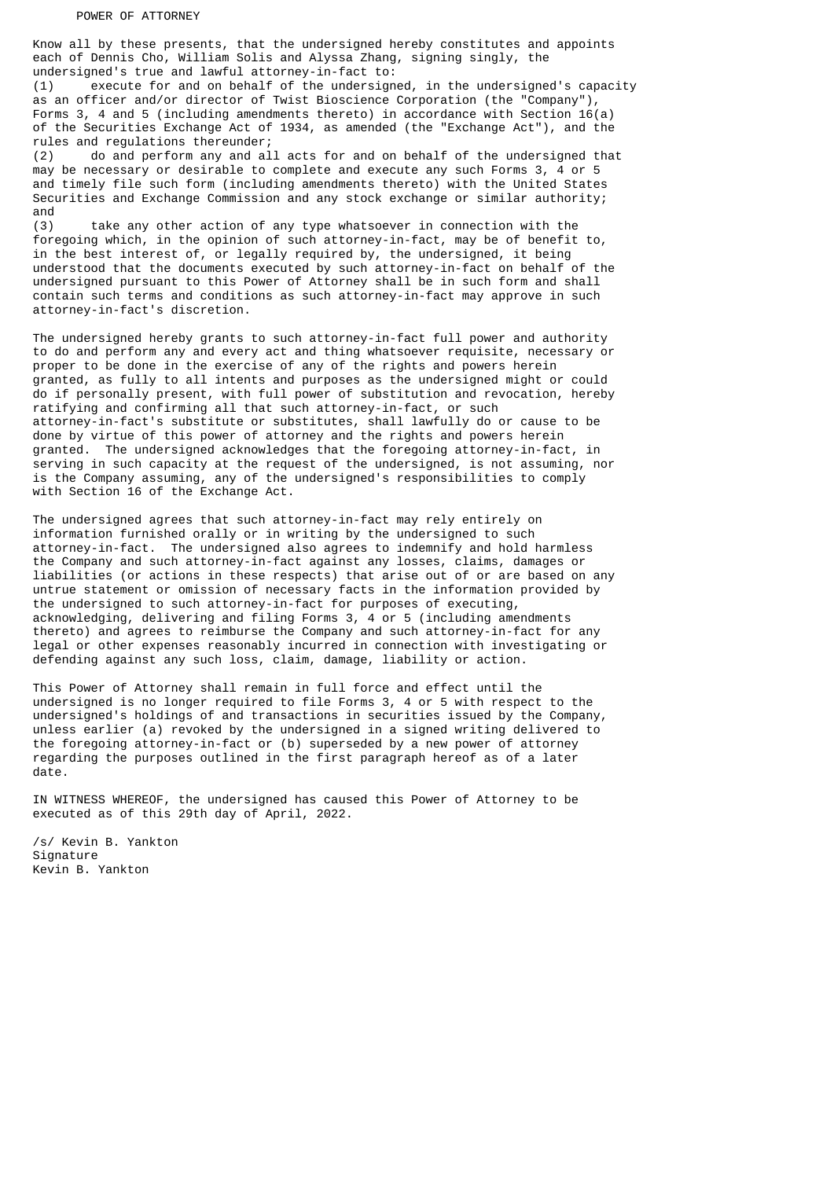# POWER OF ATTORNEY

Know all by these presents, that the undersigned hereby constitutes and appoints each of Dennis Cho, William Solis and Alyssa Zhang, signing singly, the undersigned's true and lawful attorney-in-fact to:

(1) execute for and on behalf of the undersigned, in the undersigned's capacity as an officer and/or director of Twist Bioscience Corporation (the "Company"), Forms 3, 4 and 5 (including amendments thereto) in accordance with Section 16(a) of the Securities Exchange Act of 1934, as amended (the "Exchange Act"), and the rules and regulations thereunder;

(2) do and perform any and all acts for and on behalf of the undersigned that may be necessary or desirable to complete and execute any such Forms 3, 4 or 5 and timely file such form (including amendments thereto) with the United States Securities and Exchange Commission and any stock exchange or similar authority; and

(3) take any other action of any type whatsoever in connection with the foregoing which, in the opinion of such attorney-in-fact, may be of benefit to, in the best interest of, or legally required by, the undersigned, it being understood that the documents executed by such attorney-in-fact on behalf of the undersigned pursuant to this Power of Attorney shall be in such form and shall contain such terms and conditions as such attorney-in-fact may approve in such attorney-in-fact's discretion.

The undersigned hereby grants to such attorney-in-fact full power and authority to do and perform any and every act and thing whatsoever requisite, necessary or proper to be done in the exercise of any of the rights and powers herein granted, as fully to all intents and purposes as the undersigned might or could do if personally present, with full power of substitution and revocation, hereby ratifying and confirming all that such attorney-in-fact, or such attorney-in-fact's substitute or substitutes, shall lawfully do or cause to be done by virtue of this power of attorney and the rights and powers herein granted. The undersigned acknowledges that the foregoing attorney-in-fact, in serving in such capacity at the request of the undersigned, is not assuming, nor is the Company assuming, any of the undersigned's responsibilities to comply with Section 16 of the Exchange Act.

The undersigned agrees that such attorney-in-fact may rely entirely on information furnished orally or in writing by the undersigned to such attorney-in-fact. The undersigned also agrees to indemnify and hold harmless the Company and such attorney-in-fact against any losses, claims, damages or liabilities (or actions in these respects) that arise out of or are based on any untrue statement or omission of necessary facts in the information provided by the undersigned to such attorney-in-fact for purposes of executing, acknowledging, delivering and filing Forms 3, 4 or 5 (including amendments thereto) and agrees to reimburse the Company and such attorney-in-fact for any legal or other expenses reasonably incurred in connection with investigating or defending against any such loss, claim, damage, liability or action.

This Power of Attorney shall remain in full force and effect until the undersigned is no longer required to file Forms 3, 4 or 5 with respect to the undersigned's holdings of and transactions in securities issued by the Company, unless earlier (a) revoked by the undersigned in a signed writing delivered to the foregoing attorney-in-fact or (b) superseded by a new power of attorney regarding the purposes outlined in the first paragraph hereof as of a later date.

IN WITNESS WHEREOF, the undersigned has caused this Power of Attorney to be executed as of this 29th day of April, 2022.

/s/ Kevin B. Yankton
Signature
Kevin B. Yankton